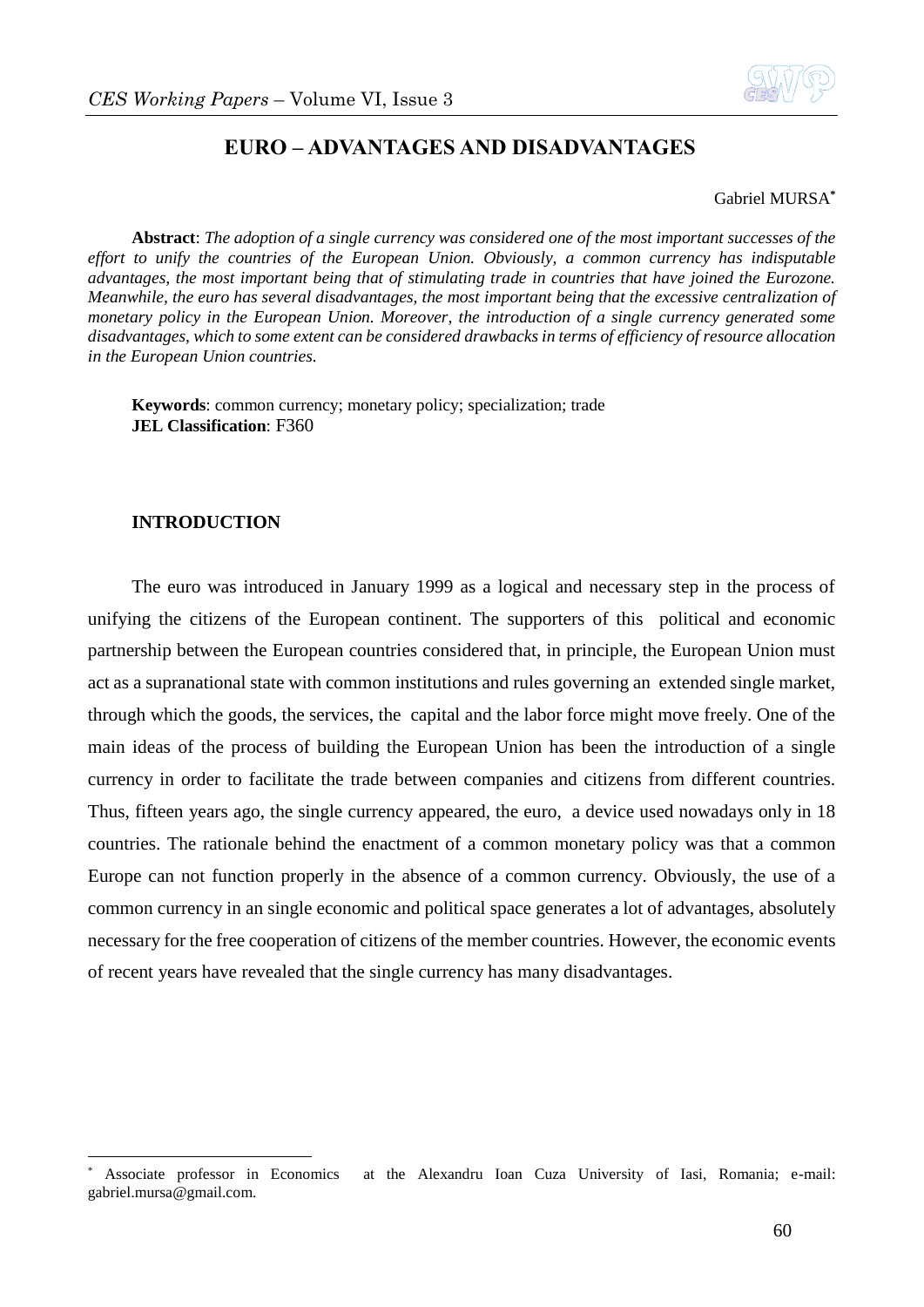# EURO – ADVANTAGES AND DISADVANTAGES

Gabriel MURSA[*]

**Abstract**: *The adoption of a single currency was considered one of the most important successes of the effort to unify the countries of the European Union. Obviously, a common currency has indisputable advantages, the most important being that of stimulating trade in countries that have joined the Eurozone. Meanwhile, the euro has several disadvantages, the most important being that the excessive centralization of monetary policy in the European Union. Moreover, the introduction of a single currency generated some disadvantages, which to some extent can be considered drawbacks in terms of efficiency of resource allocation in the European Union countries.*

**Keywords**: common currency; monetary policy; specialization; trade
**JEL Classification**: F360

## INTRODUCTION

The euro was introduced in January 1999 as a logical and necessary step in the process of unifying the citizens of the European continent. The supporters of this political and economic partnership between the European countries considered that, in principle, the European Union must act as a supranational state with common institutions and rules governing an extended single market, through which the goods, the services, the capital and the labor force might move freely. One of the main ideas of the process of building the European Union has been the introduction of a single currency in order to facilitate the trade between companies and citizens from different countries. Thus, fifteen years ago, the single currency appeared, the euro, a device used nowadays only in 18 countries. The rationale behind the enactment of a common monetary policy was that a common Europe can not function properly in the absence of a common currency. Obviously, the use of a common currency in an single economic and political space generates a lot of advantages, absolutely necessary for the free cooperation of citizens of the member countries. However, the economic events of recent years have revealed that the single currency has many disadvantages.

[*] Associate professor in Economics at the Alexandru Ioan Cuza University of Iasi, Romania; e-mail: gabriel.mursa@gmail.com.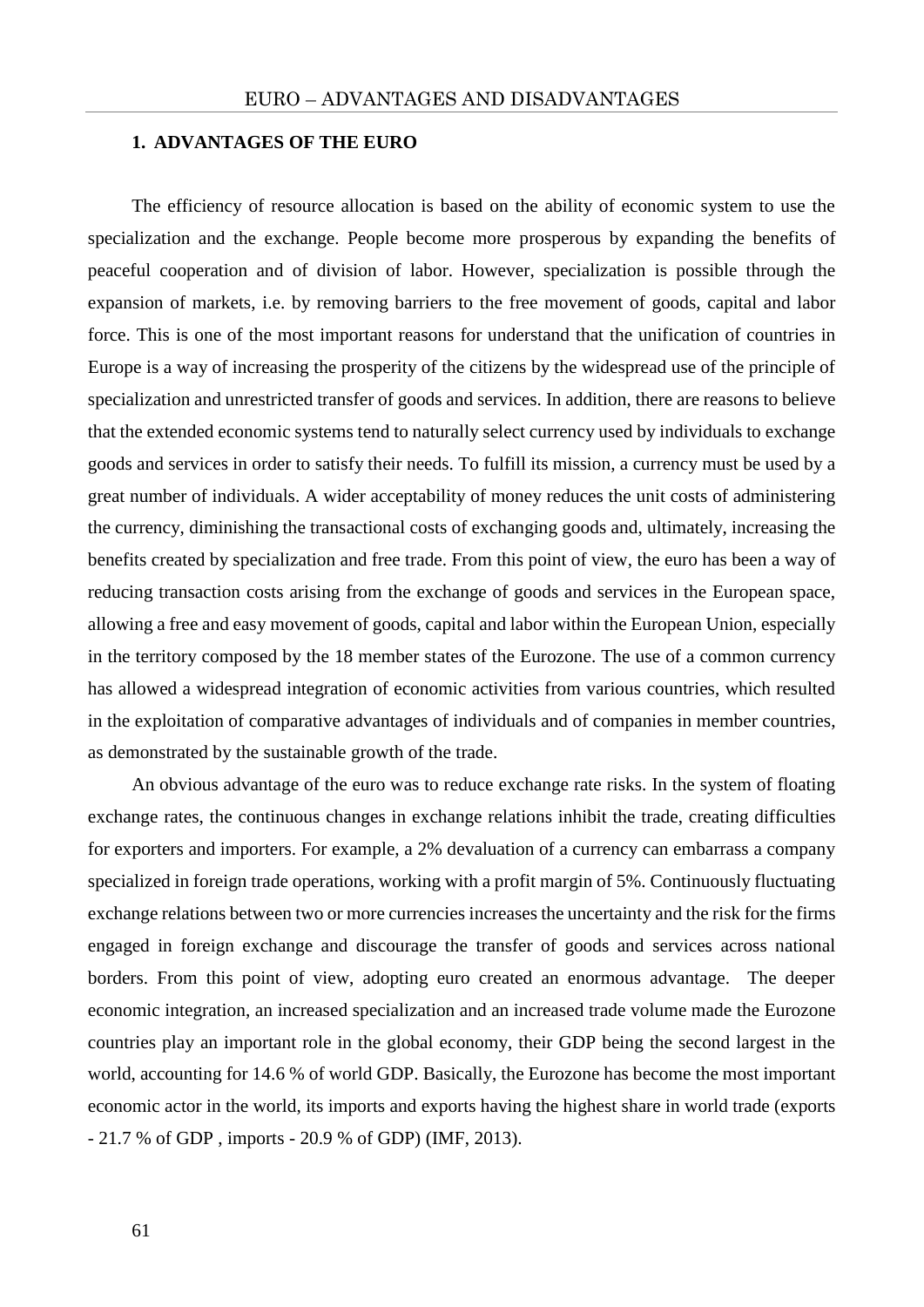## 1. ADVANTAGES OF THE EURO

The efficiency of resource allocation is based on the ability of economic system to use the specialization and the exchange. People become more prosperous by expanding the benefits of peaceful cooperation and of division of labor. However, specialization is possible through the expansion of markets, i.e. by removing barriers to the free movement of goods, capital and labor force. This is one of the most important reasons for understand that the unification of countries in Europe is a way of increasing the prosperity of the citizens by the widespread use of the principle of specialization and unrestricted transfer of goods and services. In addition, there are reasons to believe that the extended economic systems tend to naturally select currency used by individuals to exchange goods and services in order to satisfy their needs. To fulfill its mission, a currency must be used by a great number of individuals. A wider acceptability of money reduces the unit costs of administering the currency, diminishing the transactional costs of exchanging goods and, ultimately, increasing the benefits created by specialization and free trade. From this point of view, the euro has been a way of reducing transaction costs arising from the exchange of goods and services in the European space, allowing a free and easy movement of goods, capital and labor within the European Union, especially in the territory composed by the 18 member states of the Eurozone. The use of a common currency has allowed a widespread integration of economic activities from various countries, which resulted in the exploitation of comparative advantages of individuals and of companies in member countries, as demonstrated by the sustainable growth of the trade.

An obvious advantage of the euro was to reduce exchange rate risks. In the system of floating exchange rates, the continuous changes in exchange relations inhibit the trade, creating difficulties for exporters and importers. For example, a 2% devaluation of a currency can embarrass a company specialized in foreign trade operations, working with a profit margin of 5%. Continuously fluctuating exchange relations between two or more currencies increases the uncertainty and the risk for the firms engaged in foreign exchange and discourage the transfer of goods and services across national borders. From this point of view, adopting euro created an enormous advantage. The deeper economic integration, an increased specialization and an increased trade volume made the Eurozone countries play an important role in the global economy, their GDP being the second largest in the world, accounting for 14.6 % of world GDP. Basically, the Eurozone has become the most important economic actor in the world, its imports and exports having the highest share in world trade (exports - 21.7 % of GDP , imports - 20.9 % of GDP) (IMF, 2013).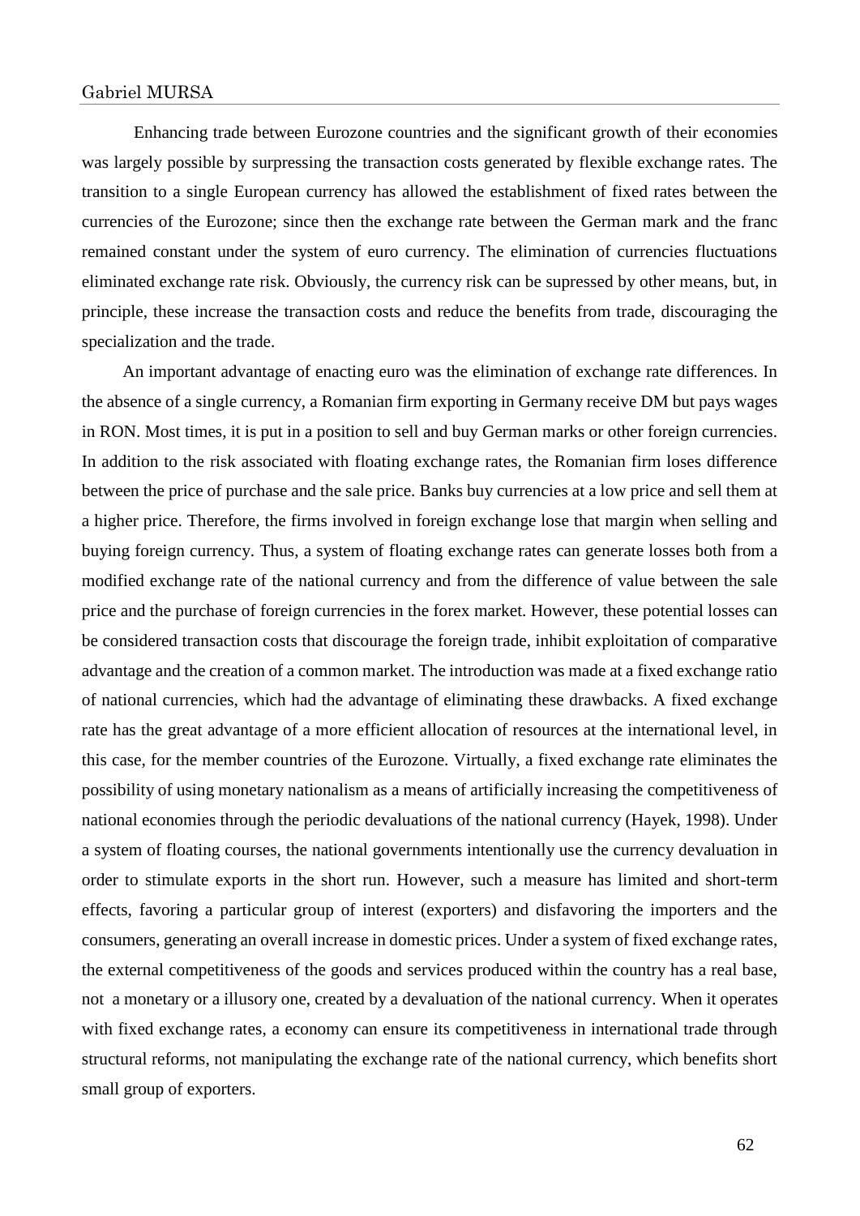Enhancing trade between Eurozone countries and the significant growth of their economies was largely possible by surpressing the transaction costs generated by flexible exchange rates. The transition to a single European currency has allowed the establishment of fixed rates between the currencies of the Eurozone; since then the exchange rate between the German mark and the franc remained constant under the system of euro currency. The elimination of currencies fluctuations eliminated exchange rate risk. Obviously, the currency risk can be supressed by other means, but, in principle, these increase the transaction costs and reduce the benefits from trade, discouraging the specialization and the trade.

An important advantage of enacting euro was the elimination of exchange rate differences. In the absence of a single currency, a Romanian firm exporting in Germany receive DM but pays wages in RON. Most times, it is put in a position to sell and buy German marks or other foreign currencies. In addition to the risk associated with floating exchange rates, the Romanian firm loses difference between the price of purchase and the sale price. Banks buy currencies at a low price and sell them at a higher price. Therefore, the firms involved in foreign exchange lose that margin when selling and buying foreign currency. Thus, a system of floating exchange rates can generate losses both from a modified exchange rate of the national currency and from the difference of value between the sale price and the purchase of foreign currencies in the forex market. However, these potential losses can be considered transaction costs that discourage the foreign trade, inhibit exploitation of comparative advantage and the creation of a common market. The introduction was made at a fixed exchange ratio of national currencies, which had the advantage of eliminating these drawbacks. A fixed exchange rate has the great advantage of a more efficient allocation of resources at the international level, in this case, for the member countries of the Eurozone. Virtually, a fixed exchange rate eliminates the possibility of using monetary nationalism as a means of artificially increasing the competitiveness of national economies through the periodic devaluations of the national currency (Hayek, 1998). Under a system of floating courses, the national governments intentionally use the currency devaluation in order to stimulate exports in the short run. However, such a measure has limited and short-term effects, favoring a particular group of interest (exporters) and disfavoring the importers and the consumers, generating an overall increase in domestic prices. Under a system of fixed exchange rates, the external competitiveness of the goods and services produced within the country has a real base, not a monetary or a illusory one, created by a devaluation of the national currency. When it operates with fixed exchange rates, a economy can ensure its competitiveness in international trade through structural reforms, not manipulating the exchange rate of the national currency, which benefits short small group of exporters.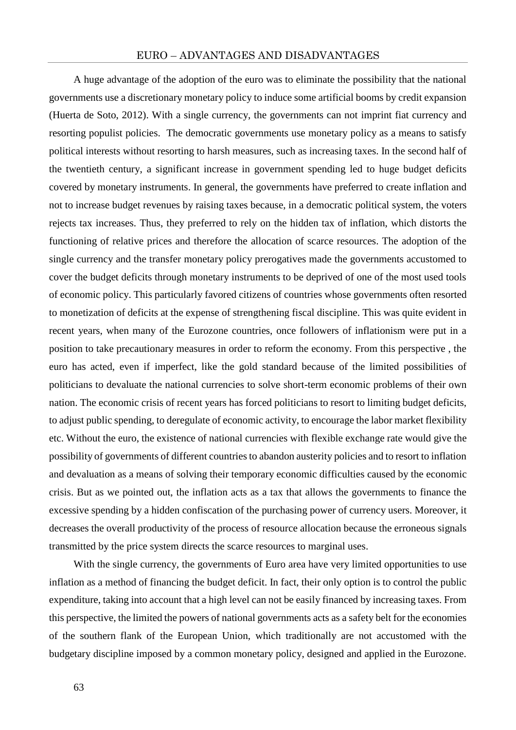A huge advantage of the adoption of the euro was to eliminate the possibility that the national governments use a discretionary monetary policy to induce some artificial booms by credit expansion (Huerta de Soto, 2012). With a single currency, the governments can not imprint fiat currency and resorting populist policies. The democratic governments use monetary policy as a means to satisfy political interests without resorting to harsh measures, such as increasing taxes. In the second half of the twentieth century, a significant increase in government spending led to huge budget deficits covered by monetary instruments. In general, the governments have preferred to create inflation and not to increase budget revenues by raising taxes because, in a democratic political system, the voters rejects tax increases. Thus, they preferred to rely on the hidden tax of inflation, which distorts the functioning of relative prices and therefore the allocation of scarce resources. The adoption of the single currency and the transfer monetary policy prerogatives made the governments accustomed to cover the budget deficits through monetary instruments to be deprived of one of the most used tools of economic policy. This particularly favored citizens of countries whose governments often resorted to monetization of deficits at the expense of strengthening fiscal discipline. This was quite evident in recent years, when many of the Eurozone countries, once followers of inflationism were put in a position to take precautionary measures in order to reform the economy. From this perspective , the euro has acted, even if imperfect, like the gold standard because of the limited possibilities of politicians to devaluate the national currencies to solve short-term economic problems of their own nation. The economic crisis of recent years has forced politicians to resort to limiting budget deficits, to adjust public spending, to deregulate of economic activity, to encourage the labor market flexibility etc. Without the euro, the existence of national currencies with flexible exchange rate would give the possibility of governments of different countries to abandon austerity policies and to resort to inflation and devaluation as a means of solving their temporary economic difficulties caused by the economic crisis. But as we pointed out, the inflation acts as a tax that allows the governments to finance the excessive spending by a hidden confiscation of the purchasing power of currency users. Moreover, it decreases the overall productivity of the process of resource allocation because the erroneous signals transmitted by the price system directs the scarce resources to marginal uses.

With the single currency, the governments of Euro area have very limited opportunities to use inflation as a method of financing the budget deficit. In fact, their only option is to control the public expenditure, taking into account that a high level can not be easily financed by increasing taxes. From this perspective, the limited the powers of national governments acts as a safety belt for the economies of the southern flank of the European Union, which traditionally are not accustomed with the budgetary discipline imposed by a common monetary policy, designed and applied in the Eurozone.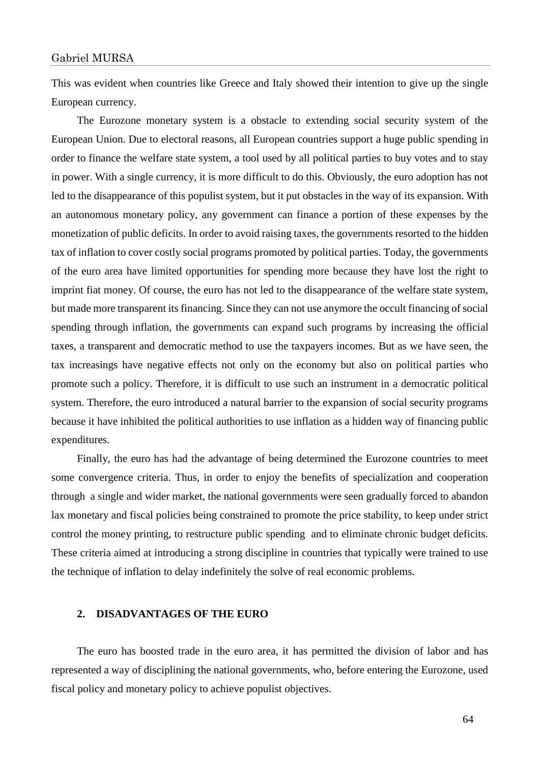This was evident when countries like Greece and Italy showed their intention to give up the single European currency.

The Eurozone monetary system is a obstacle to extending social security system of the European Union. Due to electoral reasons, all European countries support a huge public spending in order to finance the welfare state system, a tool used by all political parties to buy votes and to stay in power. With a single currency, it is more difficult to do this. Obviously, the euro adoption has not led to the disappearance of this populist system, but it put obstacles in the way of its expansion. With an autonomous monetary policy, any government can finance a portion of these expenses by the monetization of public deficits. In order to avoid raising taxes, the governments resorted to the hidden tax of inflation to cover costly social programs promoted by political parties. Today, the governments of the euro area have limited opportunities for spending more because they have lost the right to imprint fiat money. Of course, the euro has not led to the disappearance of the welfare state system, but made more transparent its financing. Since they can not use anymore the occult financing of social spending through inflation, the governments can expand such programs by increasing the official taxes, a transparent and democratic method to use the taxpayers incomes. But as we have seen, the tax increasings have negative effects not only on the economy but also on political parties who promote such a policy. Therefore, it is difficult to use such an instrument in a democratic political system. Therefore, the euro introduced a natural barrier to the expansion of social security programs because it have inhibited the political authorities to use inflation as a hidden way of financing public expenditures.

Finally, the euro has had the advantage of being determined the Eurozone countries to meet some convergence criteria. Thus, in order to enjoy the benefits of specialization and cooperation through a single and wider market, the national governments were seen gradually forced to abandon lax monetary and fiscal policies being constrained to promote the price stability, to keep under strict control the money printing, to restructure public spending and to eliminate chronic budget deficits. These criteria aimed at introducing a strong discipline in countries that typically were trained to use the technique of inflation to delay indefinitely the solve of real economic problems.

## 2. DISADVANTAGES OF THE EURO

The euro has boosted trade in the euro area, it has permitted the division of labor and has represented a way of disciplining the national governments, who, before entering the Eurozone, used fiscal policy and monetary policy to achieve populist objectives.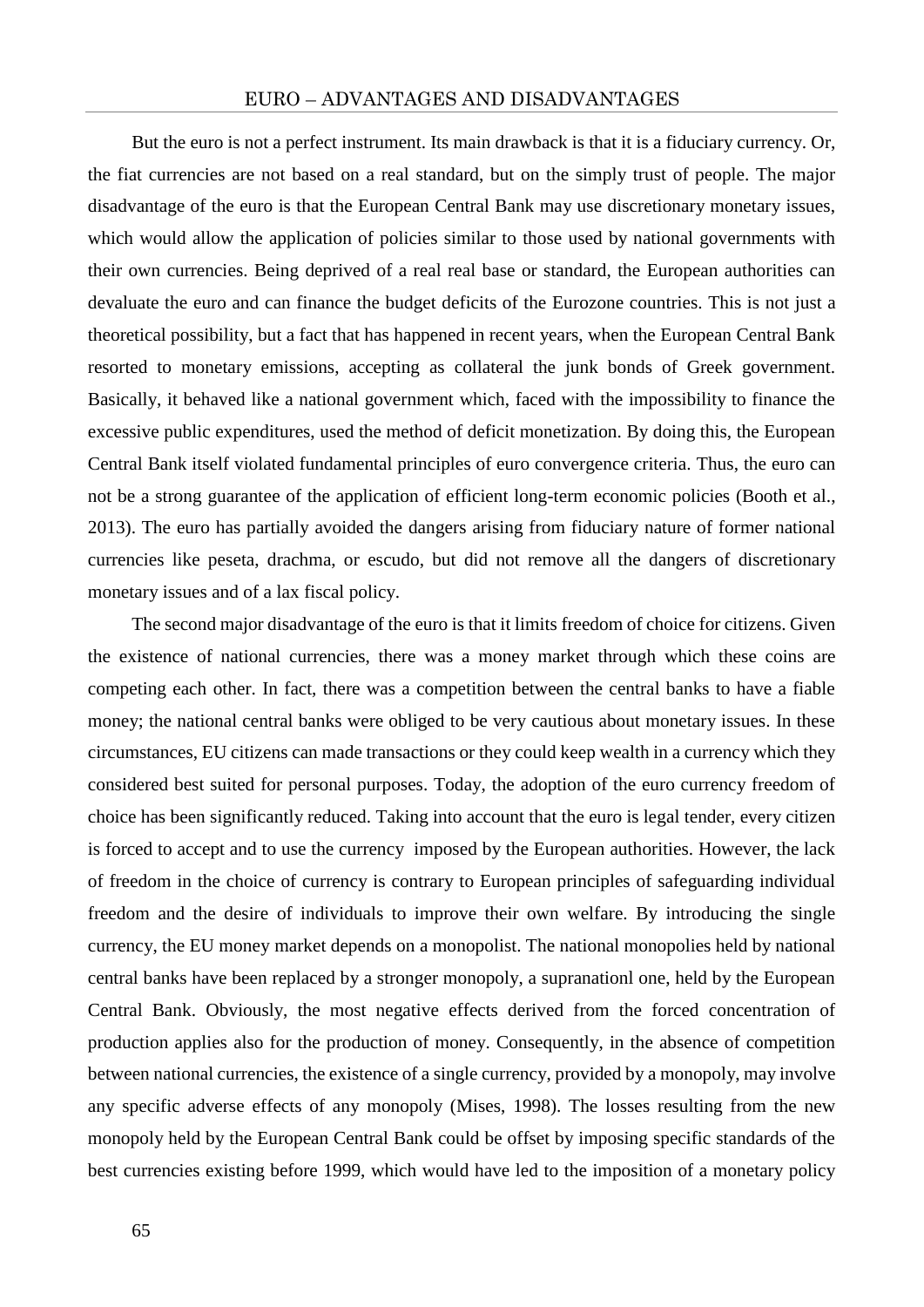But the euro is not a perfect instrument. Its main drawback is that it is a fiduciary currency. Or, the fiat currencies are not based on a real standard, but on the simply trust of people. The major disadvantage of the euro is that the European Central Bank may use discretionary monetary issues, which would allow the application of policies similar to those used by national governments with their own currencies. Being deprived of a real real base or standard, the European authorities can devaluate the euro and can finance the budget deficits of the Eurozone countries. This is not just a theoretical possibility, but a fact that has happened in recent years, when the European Central Bank resorted to monetary emissions, accepting as collateral the junk bonds of Greek government. Basically, it behaved like a national government which, faced with the impossibility to finance the excessive public expenditures, used the method of deficit monetization. By doing this, the European Central Bank itself violated fundamental principles of euro convergence criteria. Thus, the euro can not be a strong guarantee of the application of efficient long-term economic policies (Booth et al., 2013). The euro has partially avoided the dangers arising from fiduciary nature of former national currencies like peseta, drachma, or escudo, but did not remove all the dangers of discretionary monetary issues and of a lax fiscal policy.

The second major disadvantage of the euro is that it limits freedom of choice for citizens. Given the existence of national currencies, there was a money market through which these coins are competing each other. In fact, there was a competition between the central banks to have a fiable money; the national central banks were obliged to be very cautious about monetary issues. In these circumstances, EU citizens can made transactions or they could keep wealth in a currency which they considered best suited for personal purposes. Today, the adoption of the euro currency freedom of choice has been significantly reduced. Taking into account that the euro is legal tender, every citizen is forced to accept and to use the currency imposed by the European authorities. However, the lack of freedom in the choice of currency is contrary to European principles of safeguarding individual freedom and the desire of individuals to improve their own welfare. By introducing the single currency, the EU money market depends on a monopolist. The national monopolies held by national central banks have been replaced by a stronger monopoly, a supranationl one, held by the European Central Bank. Obviously, the most negative effects derived from the forced concentration of production applies also for the production of money. Consequently, in the absence of competition between national currencies, the existence of a single currency, provided by a monopoly, may involve any specific adverse effects of any monopoly (Mises, 1998). The losses resulting from the new monopoly held by the European Central Bank could be offset by imposing specific standards of the best currencies existing before 1999, which would have led to the imposition of a monetary policy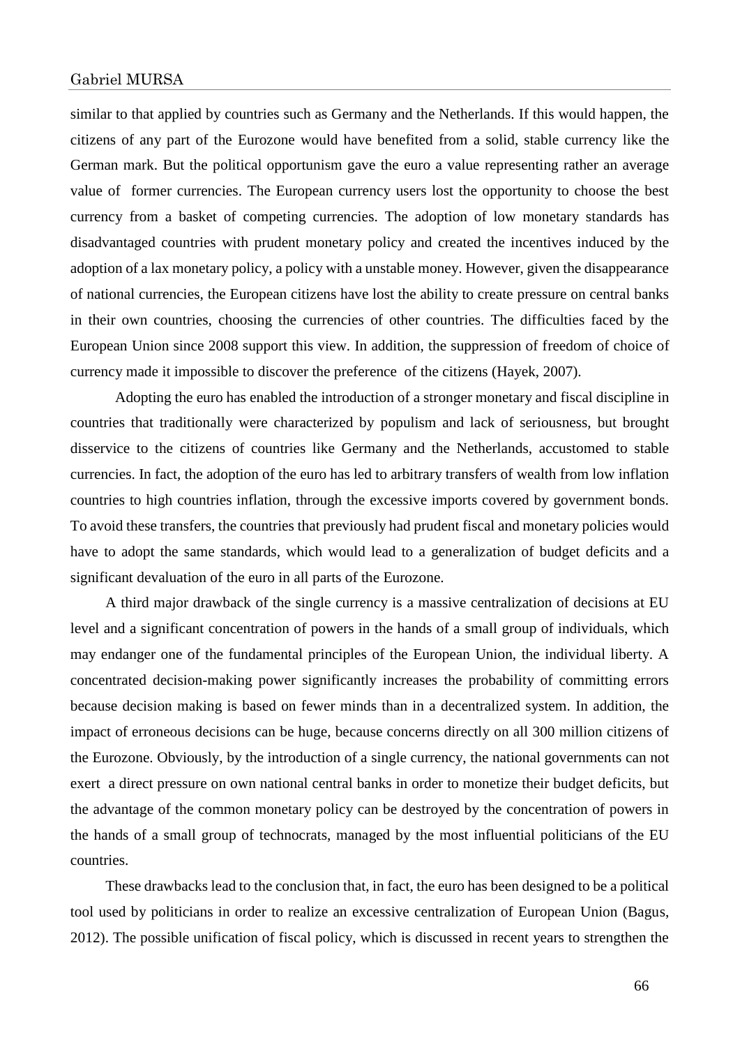similar to that applied by countries such as Germany and the Netherlands. If this would happen, the citizens of any part of the Eurozone would have benefited from a solid, stable currency like the German mark. But the political opportunism gave the euro a value representing rather an average value of former currencies. The European currency users lost the opportunity to choose the best currency from a basket of competing currencies. The adoption of low monetary standards has disadvantaged countries with prudent monetary policy and created the incentives induced by the adoption of a lax monetary policy, a policy with a unstable money. However, given the disappearance of national currencies, the European citizens have lost the ability to create pressure on central banks in their own countries, choosing the currencies of other countries. The difficulties faced by the European Union since 2008 support this view. In addition, the suppression of freedom of choice of currency made it impossible to discover the preference of the citizens (Hayek, 2007).

Adopting the euro has enabled the introduction of a stronger monetary and fiscal discipline in countries that traditionally were characterized by populism and lack of seriousness, but brought disservice to the citizens of countries like Germany and the Netherlands, accustomed to stable currencies. In fact, the adoption of the euro has led to arbitrary transfers of wealth from low inflation countries to high countries inflation, through the excessive imports covered by government bonds. To avoid these transfers, the countries that previously had prudent fiscal and monetary policies would have to adopt the same standards, which would lead to a generalization of budget deficits and a significant devaluation of the euro in all parts of the Eurozone.

A third major drawback of the single currency is a massive centralization of decisions at EU level and a significant concentration of powers in the hands of a small group of individuals, which may endanger one of the fundamental principles of the European Union, the individual liberty. A concentrated decision-making power significantly increases the probability of committing errors because decision making is based on fewer minds than in a decentralized system. In addition, the impact of erroneous decisions can be huge, because concerns directly on all 300 million citizens of the Eurozone. Obviously, by the introduction of a single currency, the national governments can not exert a direct pressure on own national central banks in order to monetize their budget deficits, but the advantage of the common monetary policy can be destroyed by the concentration of powers in the hands of a small group of technocrats, managed by the most influential politicians of the EU countries.

These drawbacks lead to the conclusion that, in fact, the euro has been designed to be a political tool used by politicians in order to realize an excessive centralization of European Union (Bagus, 2012). The possible unification of fiscal policy, which is discussed in recent years to strengthen the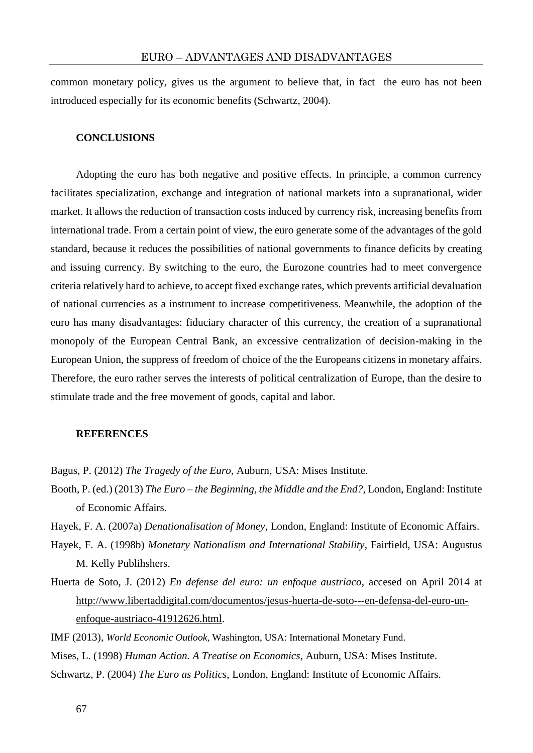common monetary policy, gives us the argument to believe that, in fact the euro has not been introduced especially for its economic benefits (Schwartz, 2004).

## CONCLUSIONS

Adopting the euro has both negative and positive effects. In principle, a common currency facilitates specialization, exchange and integration of national markets into a supranational, wider market. It allows the reduction of transaction costs induced by currency risk, increasing benefits from international trade. From a certain point of view, the euro generate some of the advantages of the gold standard, because it reduces the possibilities of national governments to finance deficits by creating and issuing currency. By switching to the euro, the Eurozone countries had to meet convergence criteria relatively hard to achieve, to accept fixed exchange rates, which prevents artificial devaluation of national currencies as a instrument to increase competitiveness. Meanwhile, the adoption of the euro has many disadvantages: fiduciary character of this currency, the creation of a supranational monopoly of the European Central Bank, an excessive centralization of decision-making in the European Union, the suppress of freedom of choice of the the Europeans citizens in monetary affairs. Therefore, the euro rather serves the interests of political centralization of Europe, than the desire to stimulate trade and the free movement of goods, capital and labor.

## REFERENCES

Bagus, P. (2012) *The Tragedy of the Euro*, Auburn, USA: Mises Institute.

Booth, P. (ed.) (2013) *The Euro – the Beginning, the Middle and the End?*, London, England: Institute of Economic Affairs.

Hayek, F. A. (2007a) *Denationalisation of Money*, London, England: Institute of Economic Affairs.

Hayek, F. A. (1998b) *Monetary Nationalism and International Stability*, Fairfield, USA: Augustus M. Kelly Publihshers.

Huerta de Soto, J. (2012) *En defense del euro: un enfoque austriaco*, accesed on April 2014 at http://www.libertaddigital.com/documentos/jesus-huerta-de-soto---en-defensa-del-euro-un-enfoque-austriaco-41912626.html.

IMF (2013), *World Economic Outlook*, Washington, USA: International Monetary Fund.

Mises, L. (1998) *Human Action. A Treatise on Economics*, Auburn, USA: Mises Institute.

Schwartz, P. (2004) *The Euro as Politics*, London, England: Institute of Economic Affairs.